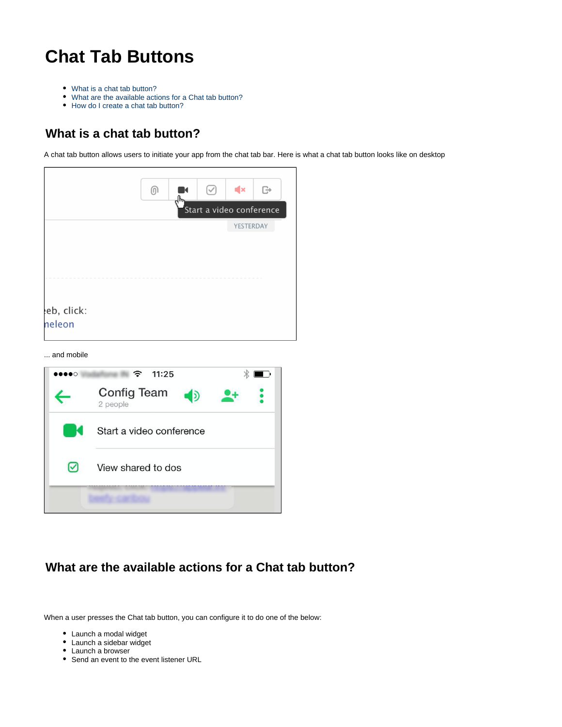# Chat Tab Buttons

- What is a chat tab button?
- What are the available actions for a Chat tab button?
- How do I create a chat tab button?

## What is a chat tab button?

A chat tab button allows users to initiate your app from the chat tab bar. Here is what a chat tab button looks like on desktop

... and mobile

## What are the available actions for a Chat tab button?

When a user presses the Chat tab button, you can configure it to do one of the below:

- Launch a modal widget
- Launch a sidebar widget
- Launch a browser
- Send an event to the event listener URL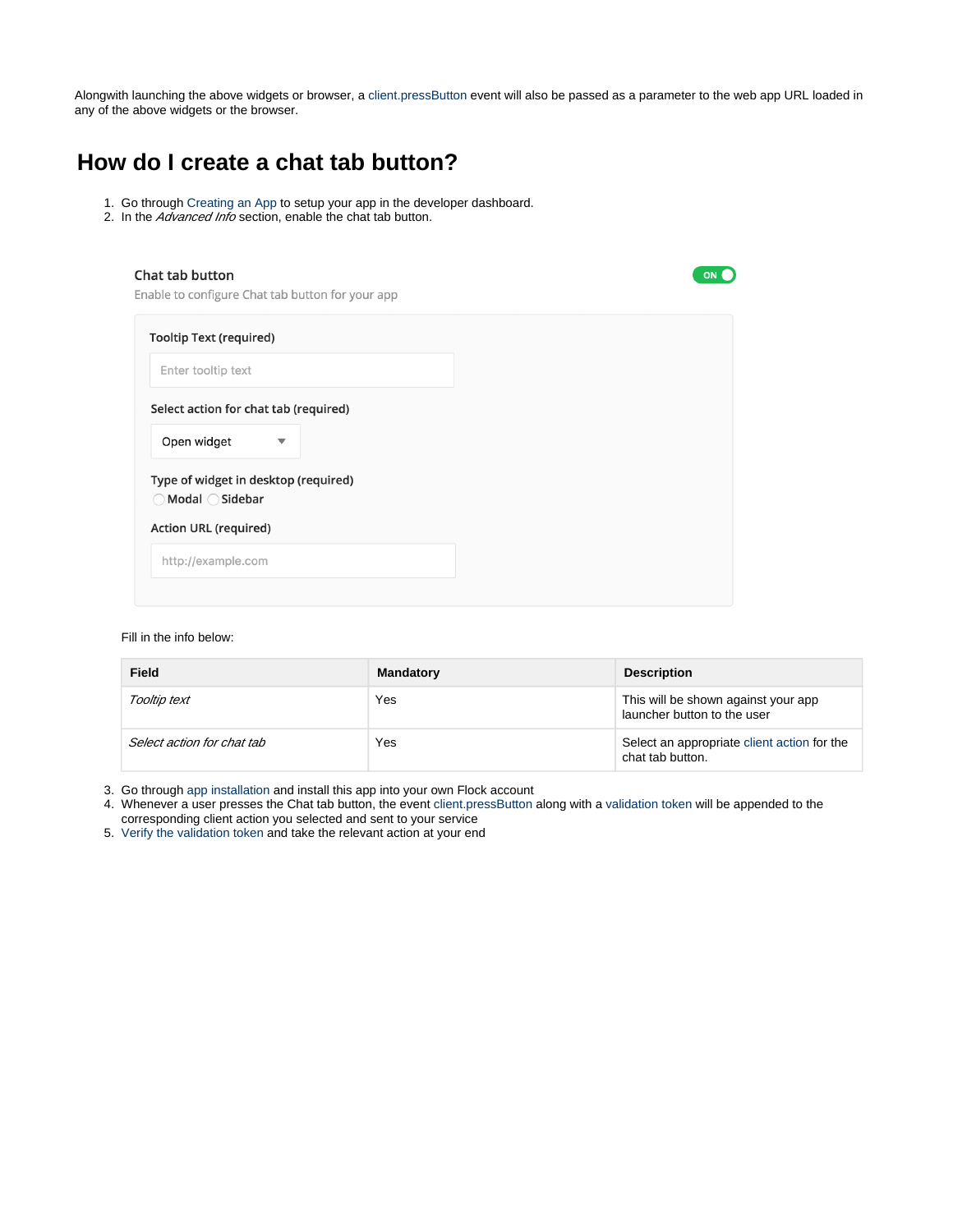Alongwith launching the above widgets or browser, a client.pressButton event will also be passed as a parameter to the web app URL loaded in any of the above widgets or the browser.

## How do I create a chat tab button?

1. Go through Creating an App to setup your app in the developer dashboard.
2. In the *Advanced Info* section, enable the chat tab button.

Chat tab button

ON

Enable to configure Chat tab button for your app

Tooltip Text (required)

Enter tooltip text

Select action for chat tab (required)

Open widget

Type of widget in desktop (required)

Modal Sidebar

Action URL (required)

http://example.com

Fill in the info below:

| Field | Mandatory | Description |
| --- | --- | --- |
| *Tooltip text* | Yes | This will be shown against your app launcher button to the user |
| *Select action for chat tab* | Yes | Select an appropriate client action for the chat tab button. |

3. Go through app installation and install this app into your own Flock account
4. Whenever a user presses the Chat tab button, the event client.pressButton along with a validation token will be appended to the corresponding client action you selected and sent to your service
5. Verify the validation token and take the relevant action at your end